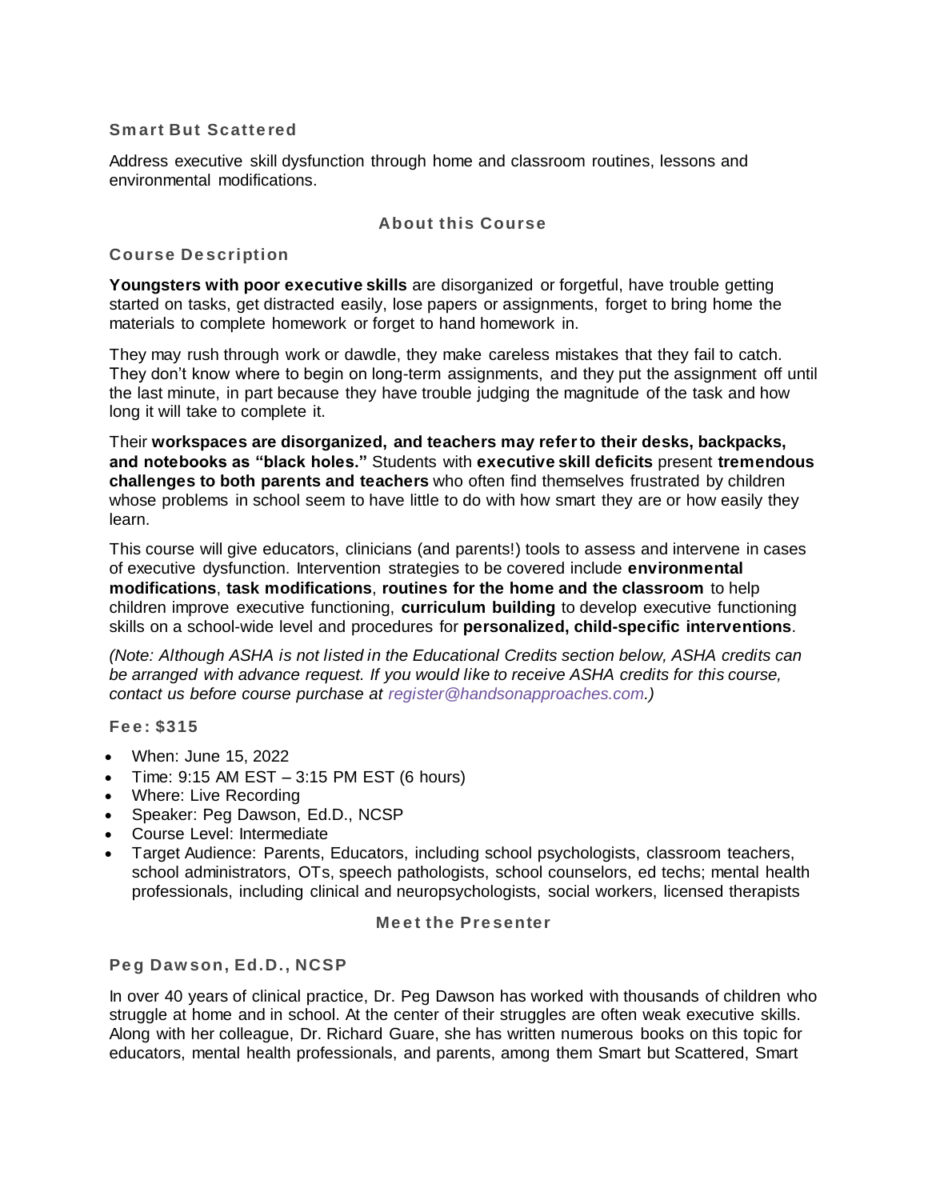### Smart But Scattered

Address executive skill dysfunction through home and classroom routines, lessons and environmental modifications.

## About this Course

### Course Description

**Youngsters with poor executive skills** are disorganized or forgetful, have trouble getting started on tasks, get distracted easily, lose papers or assignments, forget to bring home the materials to complete homework or forget to hand homework in.

They may rush through work or dawdle, they make careless mistakes that they fail to catch. They don't know where to begin on long-term assignments, and they put the assignment off until the last minute, in part because they have trouble judging the magnitude of the task and how long it will take to complete it.

Their **workspaces are disorganized, and teachers may refer to their desks, backpacks, and notebooks as "black holes."** Students with **executive skill deficits** present **tremendous challenges to both parents and teachers** who often find themselves frustrated by children whose problems in school seem to have little to do with how smart they are or how easily they learn.

This course will give educators, clinicians (and parents!) tools to assess and intervene in cases of executive dysfunction. Intervention strategies to be covered include **environmental modifications**, **task modifications**, **routines for the home and the classroom** to help children improve executive functioning, **curriculum building** to develop executive functioning skills on a school-wide level and procedures for **personalized, child-specific interventions**.

*(Note: Although ASHA is not listed in the Educational Credits section below, ASHA credits can be arranged with advance request. If you would like to receive ASHA credits for this course, contact us before course purchase at register@handsonapproaches.com.)*

### Fee: $315

- When: June 15, 2022
- Time: 9:15 AM EST – 3:15 PM EST (6 hours)
- Where: Live Recording
- Speaker: Peg Dawson, Ed.D., NCSP
- Course Level: Intermediate
- Target Audience: Parents, Educators, including school psychologists, classroom teachers, school administrators, OTs, speech pathologists, school counselors, ed techs; mental health professionals, including clinical and neuropsychologists, social workers, licensed therapists

## Meet the Presenter

### Peg Dawson, Ed.D., NCSP

In over 40 years of clinical practice, Dr. Peg Dawson has worked with thousands of children who struggle at home and in school. At the center of their struggles are often weak executive skills. Along with her colleague, Dr. Richard Guare, she has written numerous books on this topic for educators, mental health professionals, and parents, among them Smart but Scattered, Smart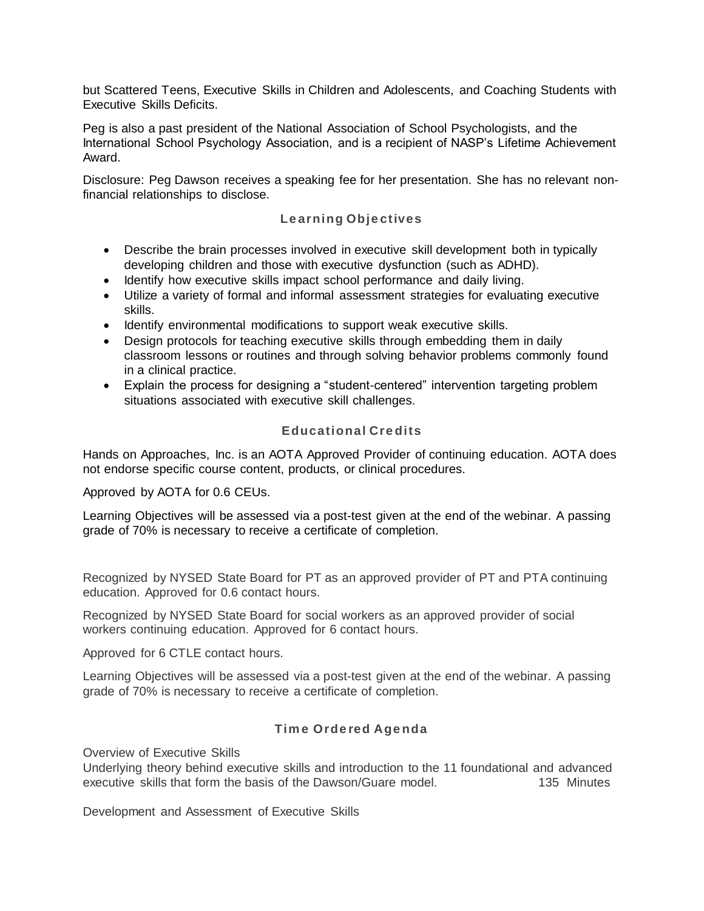but Scattered Teens, Executive Skills in Children and Adolescents, and Coaching Students with Executive Skills Deficits.

Peg is also a past president of the National Association of School Psychologists, and the International School Psychology Association, and is a recipient of NASP's Lifetime Achievement Award.

Disclosure: Peg Dawson receives a speaking fee for her presentation. She has no relevant non-financial relationships to disclose.

## Learning Objectives

- Describe the brain processes involved in executive skill development both in typically developing children and those with executive dysfunction (such as ADHD).
- Identify how executive skills impact school performance and daily living.
- Utilize a variety of formal and informal assessment strategies for evaluating executive skills.
- Identify environmental modifications to support weak executive skills.
- Design protocols for teaching executive skills through embedding them in daily classroom lessons or routines and through solving behavior problems commonly found in a clinical practice.
- Explain the process for designing a "student-centered" intervention targeting problem situations associated with executive skill challenges.

## Educational Credits

Hands on Approaches, Inc. is an AOTA Approved Provider of continuing education. AOTA does not endorse specific course content, products, or clinical procedures.

Approved by AOTA for 0.6 CEUs.

Learning Objectives will be assessed via a post-test given at the end of the webinar. A passing grade of 70% is necessary to receive a certificate of completion.

Recognized by NYSED State Board for PT as an approved provider of PT and PTA continuing education. Approved for 0.6 contact hours.

Recognized by NYSED State Board for social workers as an approved provider of social workers continuing education. Approved for 6 contact hours.

Approved for 6 CTLE contact hours.

Learning Objectives will be assessed via a post-test given at the end of the webinar. A passing grade of 70% is necessary to receive a certificate of completion.

## Time Ordered Agenda

Overview of Executive Skills
Underlying theory behind executive skills and introduction to the 11 foundational and advanced executive skills that form the basis of the Dawson/Guare model. 135 Minutes

Development and Assessment of Executive Skills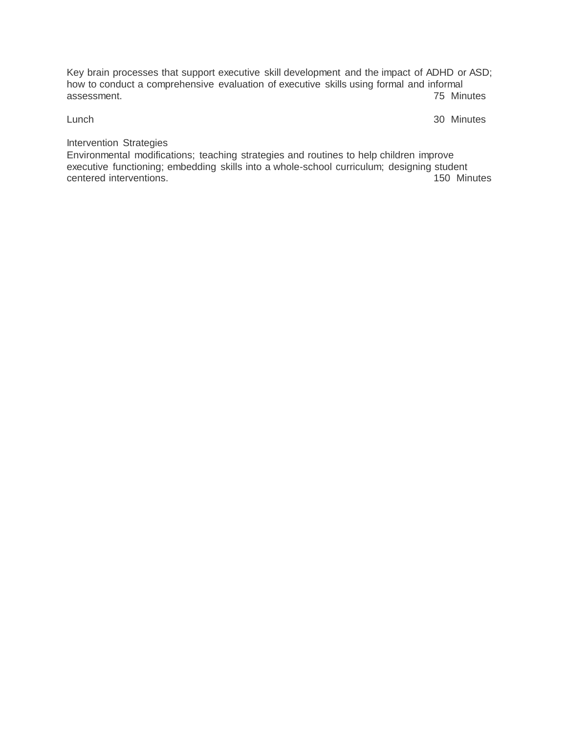Key brain processes that support executive skill development and the impact of ADHD or ASD; how to conduct a comprehensive evaluation of executive skills using formal and informal assessment. 75 Minutes

Lunch 30 Minutes

Intervention Strategies

Environmental modifications; teaching strategies and routines to help children improve executive functioning; embedding skills into a whole-school curriculum; designing student centered interventions. 150 Minutes